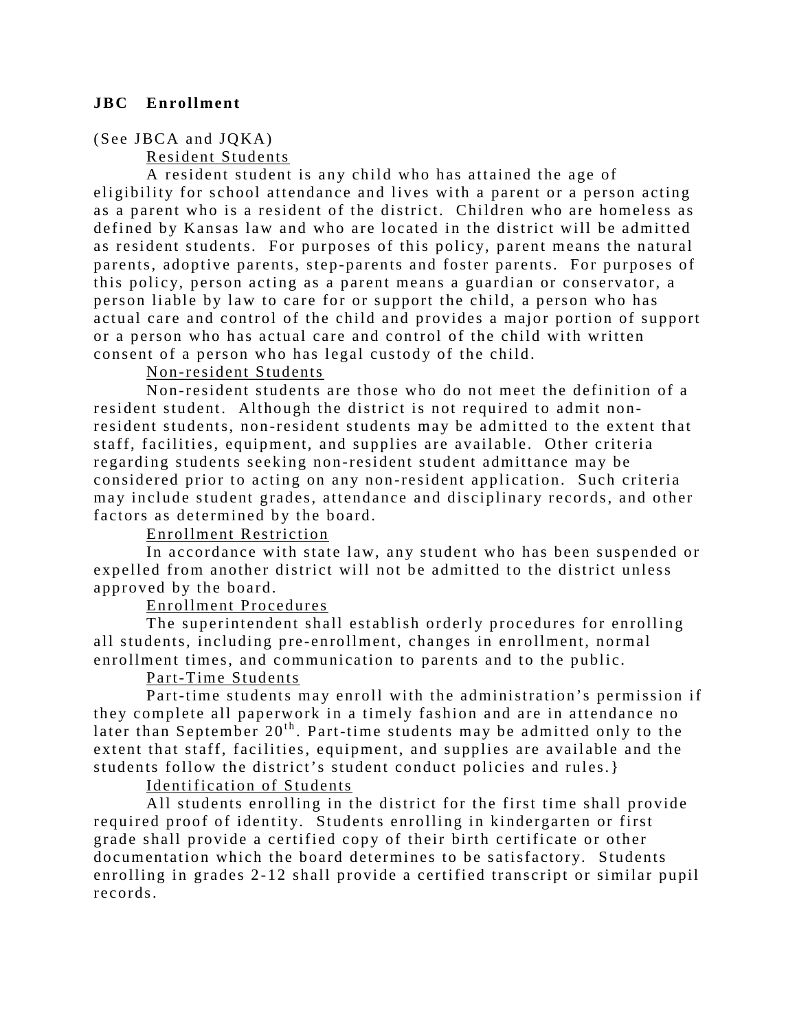# JBC Enrollment

(See JBCA and JQKA)

Resident Students

A resident student is any child who has attained the age of eligibility for school attendance and lives with a parent or a person acting as a parent who is a resident of the district. Children who are homeless as defined by Kansas law and who are located in the district will be admitted as resident students. For purposes of this policy, parent means the natural parents, adoptive parents, step-parents and foster parents. For purposes of this policy, person acting as a parent means a guardian or conservator, a person liable by law to care for or support the child, a person who has actual care and control of the child and provides a major portion of support or a person who has actual care and control of the child with written consent of a person who has legal custody of the child.

Non-resident Students

Non-resident students are those who do not meet the definition of a resident student. Although the district is not required to admit non-resident students, non-resident students may be admitted to the extent that staff, facilities, equipment, and supplies are available. Other criteria regarding students seeking non-resident student admittance may be considered prior to acting on any non-resident application. Such criteria may include student grades, attendance and disciplinary records, and other factors as determined by the board.

Enrollment Restriction

In accordance with state law, any student who has been suspended or expelled from another district will not be admitted to the district unless approved by the board.

Enrollment Procedures

The superintendent shall establish orderly procedures for enrolling all students, including pre-enrollment, changes in enrollment, normal enrollment times, and communication to parents and to the public.

Part-Time Students

Part-time students may enroll with the administration's permission if they complete all paperwork in a timely fashion and are in attendance no later than September 20th. Part-time students may be admitted only to the extent that staff, facilities, equipment, and supplies are available and the students follow the district's student conduct policies and rules.}

Identification of Students

All students enrolling in the district for the first time shall provide required proof of identity. Students enrolling in kindergarten or first grade shall provide a certified copy of their birth certificate or other documentation which the board determines to be satisfactory. Students enrolling in grades 2-12 shall provide a certified transcript or similar pupil records.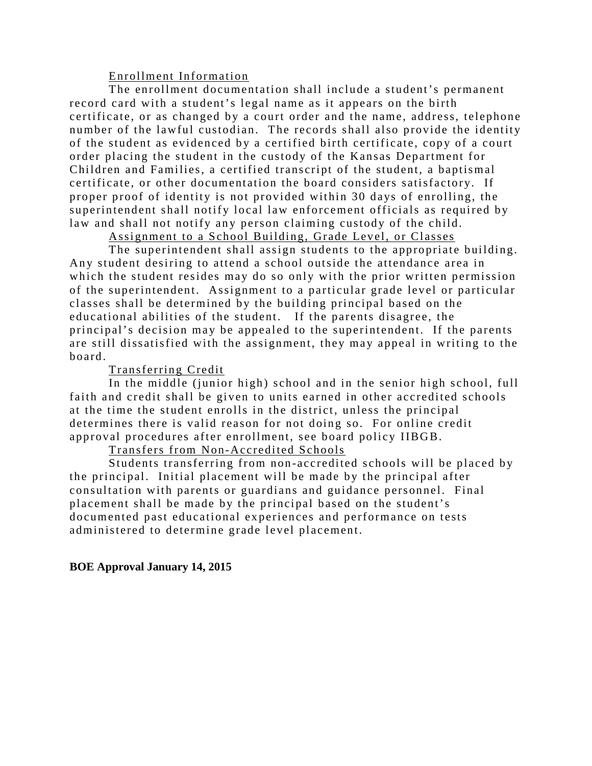Enrollment Information

The enrollment documentation shall include a student's permanent record card with a student's legal name as it appears on the birth certificate, or as changed by a court order and the name, address, telephone number of the lawful custodian. The records shall also provide the identity of the student as evidenced by a certified birth certificate, copy of a court order placing the student in the custody of the Kansas Department for Children and Families, a certified transcript of the student, a baptismal certificate, or other documentation the board considers satisfactory. If proper proof of identity is not provided within 30 days of enrolling, the superintendent shall notify local law enforcement officials as required by law and shall not notify any person claiming custody of the child.

Assignment to a School Building, Grade Level, or Classes

The superintendent shall assign students to the appropriate building. Any student desiring to attend a school outside the attendance area in which the student resides may do so only with the prior written permission of the superintendent. Assignment to a particular grade level or particular classes shall be determined by the building principal based on the educational abilities of the student. If the parents disagree, the principal's decision may be appealed to the superintendent. If the parents are still dissatisfied with the assignment, they may appeal in writing to the board.

Transferring Credit

In the middle (junior high) school and in the senior high school, full faith and credit shall be given to units earned in other accredited schools at the time the student enrolls in the district, unless the principal determines there is valid reason for not doing so. For online credit approval procedures after enrollment, see board policy IIBGB.

Transfers from Non-Accredited Schools

Students transferring from non-accredited schools will be placed by the principal. Initial placement will be made by the principal after consultation with parents or guardians and guidance personnel. Final placement shall be made by the principal based on the student's documented past educational experiences and performance on tests administered to determine grade level placement.

**BOE Approval January 14, 2015**